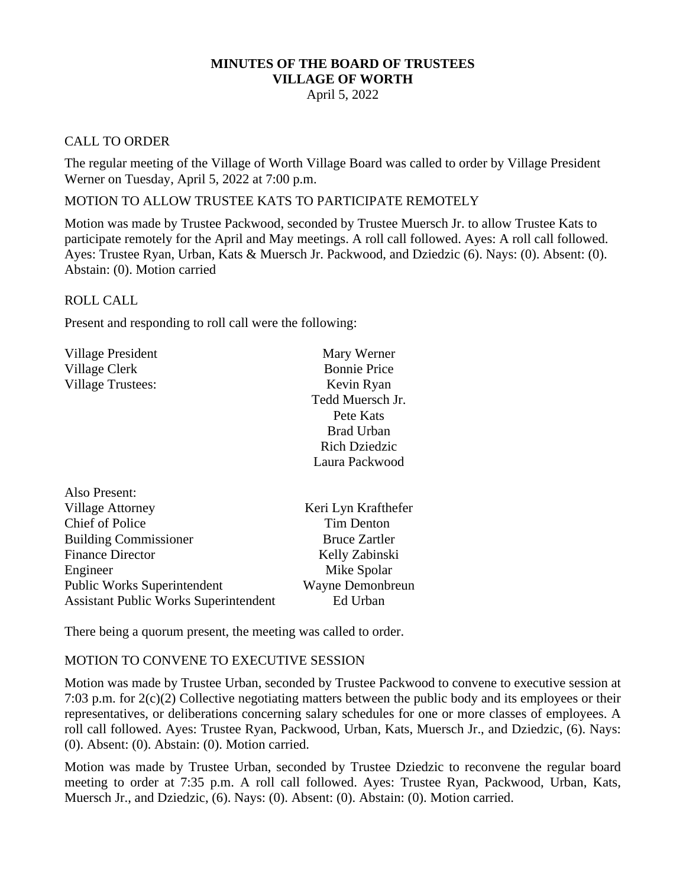**MINUTES OF THE BOARD OF TRUSTEES**
**VILLAGE OF WORTH**
April 5, 2022

CALL TO ORDER

The regular meeting of the Village of Worth Village Board was called to order by Village President Werner on Tuesday, April 5, 2022 at 7:00 p.m.

MOTION TO ALLOW TRUSTEE KATS TO PARTICIPATE REMOTELY

Motion was made by Trustee Packwood, seconded by Trustee Muersch Jr. to allow Trustee Kats to participate remotely for the April and May meetings. A roll call followed. Ayes: A roll call followed. Ayes: Trustee Ryan, Urban, Kats & Muersch Jr. Packwood, and Dziedzic (6). Nays: (0). Absent: (0). Abstain: (0). Motion carried

ROLL CALL

Present and responding to roll call were the following:

| | |
|---|---|
| Village President | Mary Werner |
| Village Clerk | Bonnie Price |
| Village Trustees: | Kevin Ryan |
| | Tedd Muersch Jr. |
| | Pete Kats |
| | Brad Urban |
| | Rich Dziedzic |
| | Laura Packwood |

| Also Present: | |
|---|---|
| Village Attorney | Keri Lyn Krafthefer |
| Chief of Police | Tim Denton |
| Building Commissioner | Bruce Zartler |
| Finance Director | Kelly Zabinski |
| Engineer | Mike Spolar |
| Public Works Superintendent | Wayne Demonbreun |
| Assistant Public Works Superintendent | Ed Urban |

There being a quorum present, the meeting was called to order.

MOTION TO CONVENE TO EXECUTIVE SESSION

Motion was made by Trustee Urban, seconded by Trustee Packwood to convene to executive session at 7:03 p.m. for 2(c)(2) Collective negotiating matters between the public body and its employees or their representatives, or deliberations concerning salary schedules for one or more classes of employees. A roll call followed. Ayes: Trustee Ryan, Packwood, Urban, Kats, Muersch Jr., and Dziedzic, (6). Nays: (0). Absent: (0). Abstain: (0). Motion carried.

Motion was made by Trustee Urban, seconded by Trustee Dziedzic to reconvene the regular board meeting to order at 7:35 p.m. A roll call followed. Ayes: Trustee Ryan, Packwood, Urban, Kats, Muersch Jr., and Dziedzic, (6). Nays: (0). Absent: (0). Abstain: (0). Motion carried.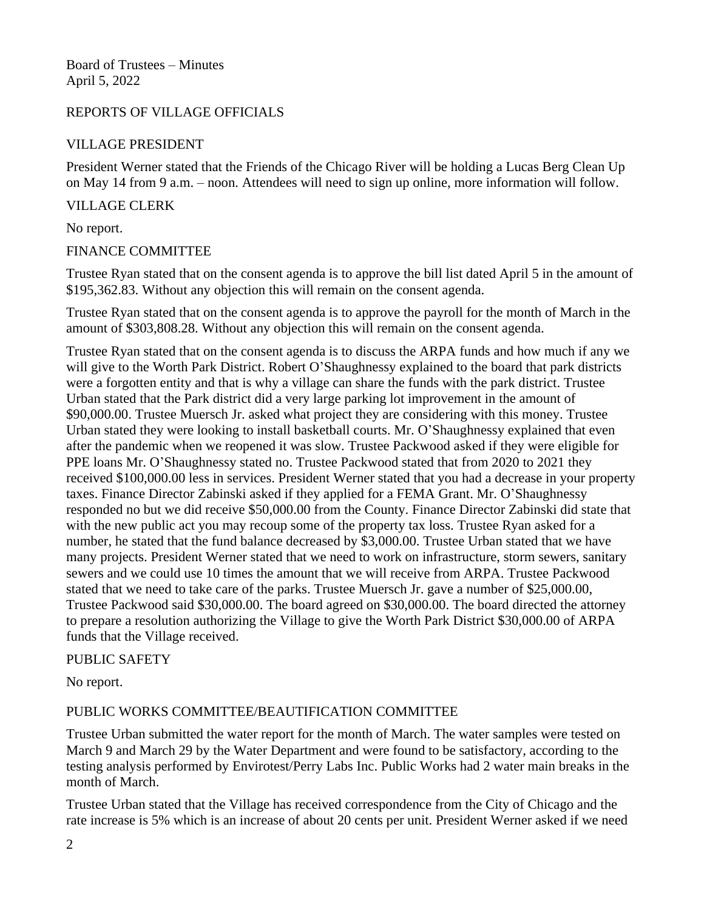Board of Trustees – Minutes
April 5, 2022

REPORTS OF VILLAGE OFFICIALS

VILLAGE PRESIDENT

President Werner stated that the Friends of the Chicago River will be holding a Lucas Berg Clean Up on May 14 from 9 a.m. – noon. Attendees will need to sign up online, more information will follow.

VILLAGE CLERK

No report.

FINANCE COMMITTEE

Trustee Ryan stated that on the consent agenda is to approve the bill list dated April 5 in the amount of $195,362.83. Without any objection this will remain on the consent agenda.

Trustee Ryan stated that on the consent agenda is to approve the payroll for the month of March in the amount of $303,808.28. Without any objection this will remain on the consent agenda.

Trustee Ryan stated that on the consent agenda is to discuss the ARPA funds and how much if any we will give to the Worth Park District. Robert O'Shaughnessy explained to the board that park districts were a forgotten entity and that is why a village can share the funds with the park district. Trustee Urban stated that the Park district did a very large parking lot improvement in the amount of $90,000.00. Trustee Muersch Jr. asked what project they are considering with this money. Trustee Urban stated they were looking to install basketball courts. Mr. O'Shaughnessy explained that even after the pandemic when we reopened it was slow. Trustee Packwood asked if they were eligible for PPE loans Mr. O'Shaughnessy stated no. Trustee Packwood stated that from 2020 to 2021 they received $100,000.00 less in services. President Werner stated that you had a decrease in your property taxes. Finance Director Zabinski asked if they applied for a FEMA Grant. Mr. O'Shaughnessy responded no but we did receive $50,000.00 from the County. Finance Director Zabinski did state that with the new public act you may recoup some of the property tax loss. Trustee Ryan asked for a number, he stated that the fund balance decreased by $3,000.00. Trustee Urban stated that we have many projects. President Werner stated that we need to work on infrastructure, storm sewers, sanitary sewers and we could use 10 times the amount that we will receive from ARPA. Trustee Packwood stated that we need to take care of the parks. Trustee Muersch Jr. gave a number of $25,000.00, Trustee Packwood said $30,000.00. The board agreed on $30,000.00. The board directed the attorney to prepare a resolution authorizing the Village to give the Worth Park District $30,000.00 of ARPA funds that the Village received.

PUBLIC SAFETY

No report.

PUBLIC WORKS COMMITTEE/BEAUTIFICATION COMMITTEE

Trustee Urban submitted the water report for the month of March. The water samples were tested on March 9 and March 29 by the Water Department and were found to be satisfactory, according to the testing analysis performed by Envirotest/Perry Labs Inc. Public Works had 2 water main breaks in the month of March.

Trustee Urban stated that the Village has received correspondence from the City of Chicago and the rate increase is 5% which is an increase of about 20 cents per unit. President Werner asked if we need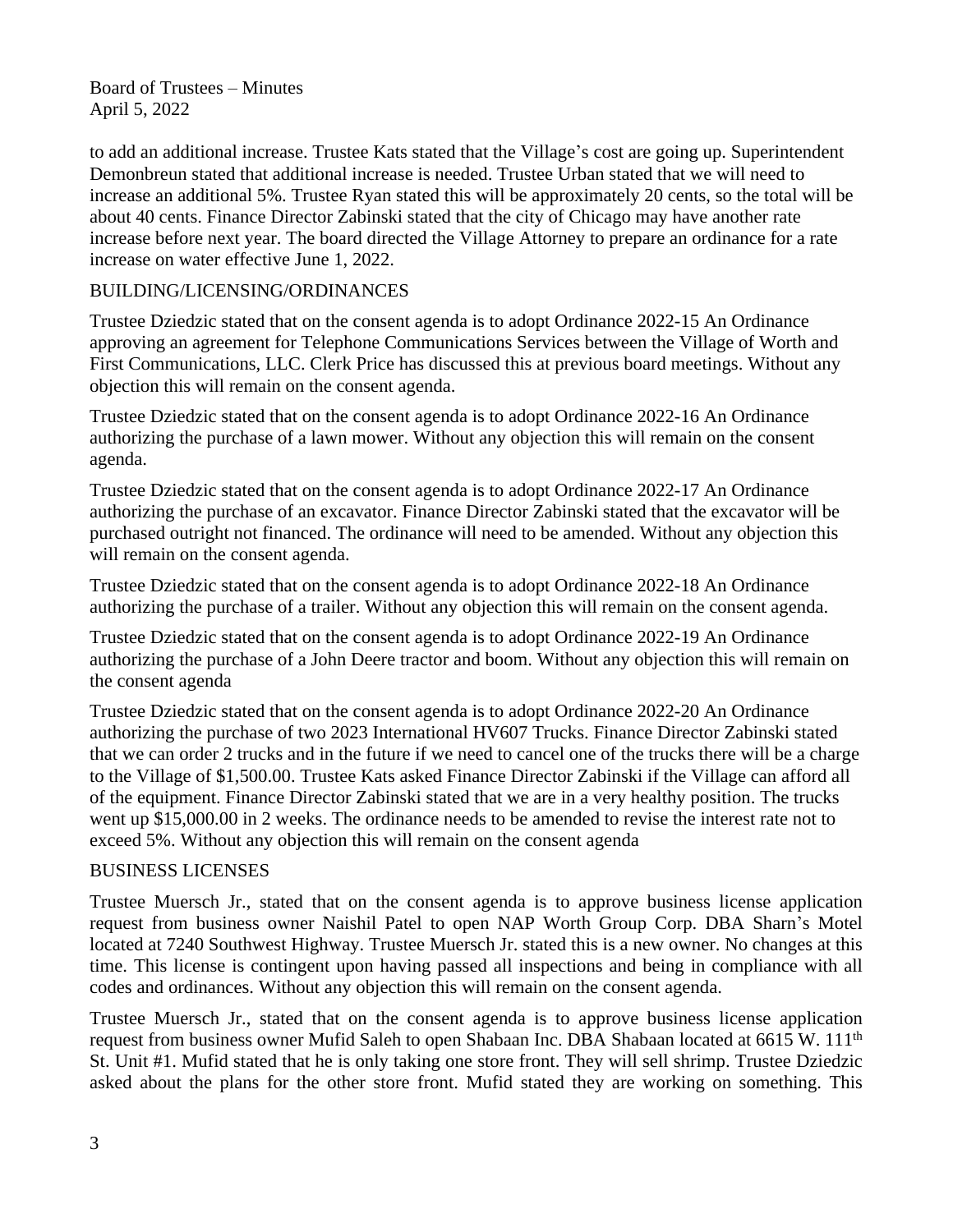to add an additional increase. Trustee Kats stated that the Village's cost are going up. Superintendent Demonbreun stated that additional increase is needed. Trustee Urban stated that we will need to increase an additional 5%. Trustee Ryan stated this will be approximately 20 cents, so the total will be about 40 cents. Finance Director Zabinski stated that the city of Chicago may have another rate increase before next year. The board directed the Village Attorney to prepare an ordinance for a rate increase on water effective June 1, 2022.

BUILDING/LICENSING/ORDINANCES

Trustee Dziedzic stated that on the consent agenda is to adopt Ordinance 2022-15 An Ordinance approving an agreement for Telephone Communications Services between the Village of Worth and First Communications, LLC. Clerk Price has discussed this at previous board meetings. Without any objection this will remain on the consent agenda.

Trustee Dziedzic stated that on the consent agenda is to adopt Ordinance 2022-16 An Ordinance authorizing the purchase of a lawn mower. Without any objection this will remain on the consent agenda.

Trustee Dziedzic stated that on the consent agenda is to adopt Ordinance 2022-17 An Ordinance authorizing the purchase of an excavator. Finance Director Zabinski stated that the excavator will be purchased outright not financed. The ordinance will need to be amended. Without any objection this will remain on the consent agenda.

Trustee Dziedzic stated that on the consent agenda is to adopt Ordinance 2022-18 An Ordinance authorizing the purchase of a trailer. Without any objection this will remain on the consent agenda.

Trustee Dziedzic stated that on the consent agenda is to adopt Ordinance 2022-19 An Ordinance authorizing the purchase of a John Deere tractor and boom. Without any objection this will remain on the consent agenda

Trustee Dziedzic stated that on the consent agenda is to adopt Ordinance 2022-20 An Ordinance authorizing the purchase of two 2023 International HV607 Trucks. Finance Director Zabinski stated that we can order 2 trucks and in the future if we need to cancel one of the trucks there will be a charge to the Village of $1,500.00. Trustee Kats asked Finance Director Zabinski if the Village can afford all of the equipment. Finance Director Zabinski stated that we are in a very healthy position. The trucks went up $15,000.00 in 2 weeks. The ordinance needs to be amended to revise the interest rate not to exceed 5%. Without any objection this will remain on the consent agenda

BUSINESS LICENSES

Trustee Muersch Jr., stated that on the consent agenda is to approve business license application request from business owner Naishil Patel to open NAP Worth Group Corp. DBA Sharn's Motel located at 7240 Southwest Highway. Trustee Muersch Jr. stated this is a new owner. No changes at this time. This license is contingent upon having passed all inspections and being in compliance with all codes and ordinances. Without any objection this will remain on the consent agenda.

Trustee Muersch Jr., stated that on the consent agenda is to approve business license application request from business owner Mufid Saleh to open Shabaan Inc. DBA Shabaan located at 6615 W. 111th St. Unit #1. Mufid stated that he is only taking one store front. They will sell shrimp. Trustee Dziedzic asked about the plans for the other store front. Mufid stated they are working on something. This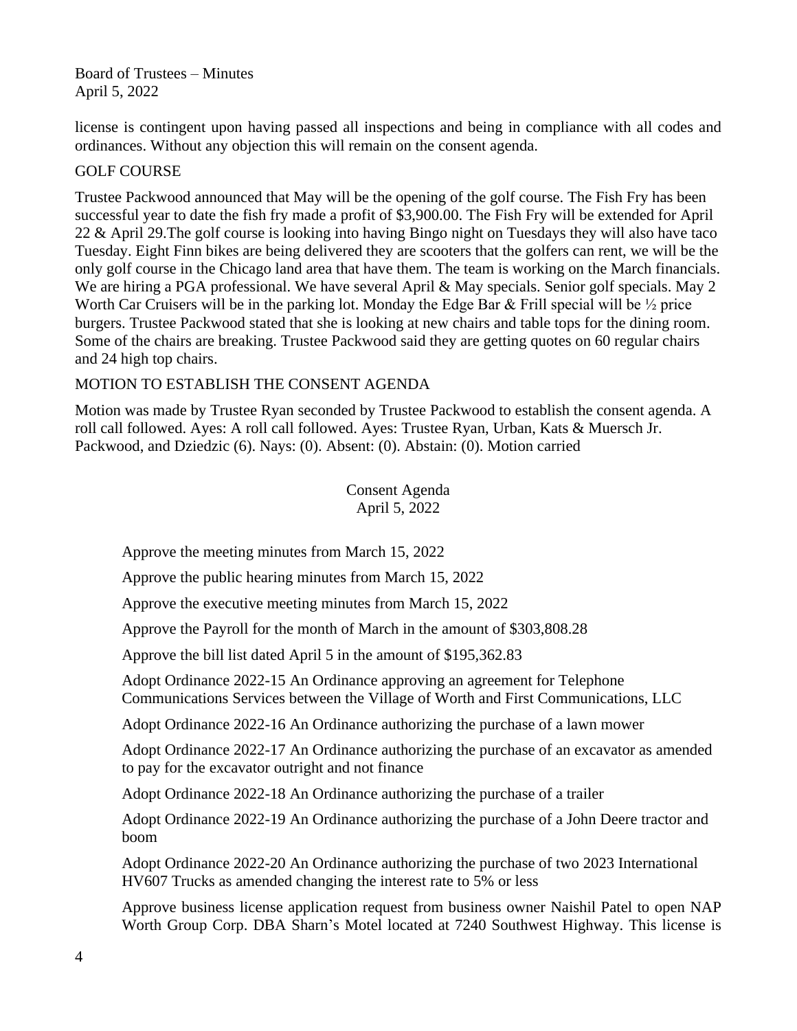license is contingent upon having passed all inspections and being in compliance with all codes and ordinances. Without any objection this will remain on the consent agenda.

GOLF COURSE

Trustee Packwood announced that May will be the opening of the golf course. The Fish Fry has been successful year to date the fish fry made a profit of $3,900.00. The Fish Fry will be extended for April 22 & April 29.The golf course is looking into having Bingo night on Tuesdays they will also have taco Tuesday. Eight Finn bikes are being delivered they are scooters that the golfers can rent, we will be the only golf course in the Chicago land area that have them. The team is working on the March financials. We are hiring a PGA professional. We have several April & May specials. Senior golf specials. May 2 Worth Car Cruisers will be in the parking lot. Monday the Edge Bar & Frill special will be ½ price burgers. Trustee Packwood stated that she is looking at new chairs and table tops for the dining room. Some of the chairs are breaking. Trustee Packwood said they are getting quotes on 60 regular chairs and 24 high top chairs.

MOTION TO ESTABLISH THE CONSENT AGENDA

Motion was made by Trustee Ryan seconded by Trustee Packwood to establish the consent agenda. A roll call followed. Ayes: A roll call followed. Ayes: Trustee Ryan, Urban, Kats & Muersch Jr. Packwood, and Dziedzic (6). Nays: (0). Absent: (0). Abstain: (0). Motion carried

Consent Agenda
April 5, 2022

Approve the meeting minutes from March 15, 2022

Approve the public hearing minutes from March 15, 2022

Approve the executive meeting minutes from March 15, 2022

Approve the Payroll for the month of March in the amount of $303,808.28

Approve the bill list dated April 5 in the amount of $195,362.83

Adopt Ordinance 2022-15 An Ordinance approving an agreement for Telephone Communications Services between the Village of Worth and First Communications, LLC

Adopt Ordinance 2022-16 An Ordinance authorizing the purchase of a lawn mower

Adopt Ordinance 2022-17 An Ordinance authorizing the purchase of an excavator as amended to pay for the excavator outright and not finance

Adopt Ordinance 2022-18 An Ordinance authorizing the purchase of a trailer

Adopt Ordinance 2022-19 An Ordinance authorizing the purchase of a John Deere tractor and boom

Adopt Ordinance 2022-20 An Ordinance authorizing the purchase of two 2023 International HV607 Trucks as amended changing the interest rate to 5% or less

Approve business license application request from business owner Naishil Patel to open NAP Worth Group Corp. DBA Sharn's Motel located at 7240 Southwest Highway. This license is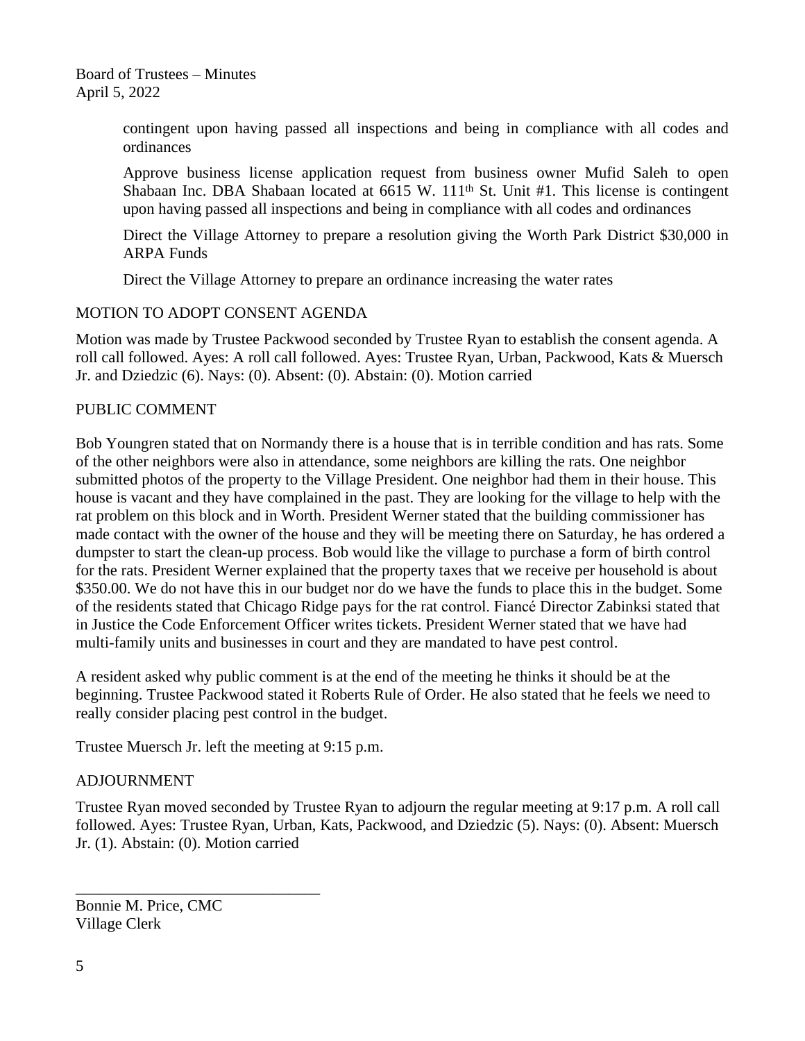contingent upon having passed all inspections and being in compliance with all codes and ordinances

Approve business license application request from business owner Mufid Saleh to open Shabaan Inc. DBA Shabaan located at 6615 W. 111th St. Unit #1. This license is contingent upon having passed all inspections and being in compliance with all codes and ordinances

Direct the Village Attorney to prepare a resolution giving the Worth Park District $30,000 in ARPA Funds

Direct the Village Attorney to prepare an ordinance increasing the water rates

MOTION TO ADOPT CONSENT AGENDA

Motion was made by Trustee Packwood seconded by Trustee Ryan to establish the consent agenda. A roll call followed. Ayes: A roll call followed. Ayes: Trustee Ryan, Urban, Packwood, Kats & Muersch Jr. and Dziedzic (6). Nays: (0). Absent: (0). Abstain: (0). Motion carried

PUBLIC COMMENT

Bob Youngren stated that on Normandy there is a house that is in terrible condition and has rats. Some of the other neighbors were also in attendance, some neighbors are killing the rats. One neighbor submitted photos of the property to the Village President. One neighbor had them in their house. This house is vacant and they have complained in the past. They are looking for the village to help with the rat problem on this block and in Worth. President Werner stated that the building commissioner has made contact with the owner of the house and they will be meeting there on Saturday, he has ordered a dumpster to start the clean-up process. Bob would like the village to purchase a form of birth control for the rats. President Werner explained that the property taxes that we receive per household is about $350.00. We do not have this in our budget nor do we have the funds to place this in the budget. Some of the residents stated that Chicago Ridge pays for the rat control. Fiancé Director Zabinksi stated that in Justice the Code Enforcement Officer writes tickets. President Werner stated that we have had multi-family units and businesses in court and they are mandated to have pest control.

A resident asked why public comment is at the end of the meeting he thinks it should be at the beginning. Trustee Packwood stated it Roberts Rule of Order. He also stated that he feels we need to really consider placing pest control in the budget.

Trustee Muersch Jr. left the meeting at 9:15 p.m.

ADJOURNMENT

Trustee Ryan moved seconded by Trustee Ryan to adjourn the regular meeting at 9:17 p.m. A roll call followed. Ayes: Trustee Ryan, Urban, Kats, Packwood, and Dziedzic (5). Nays: (0). Absent: Muersch Jr. (1). Abstain: (0). Motion carried

_______________________________

Bonnie M. Price, CMC
Village Clerk